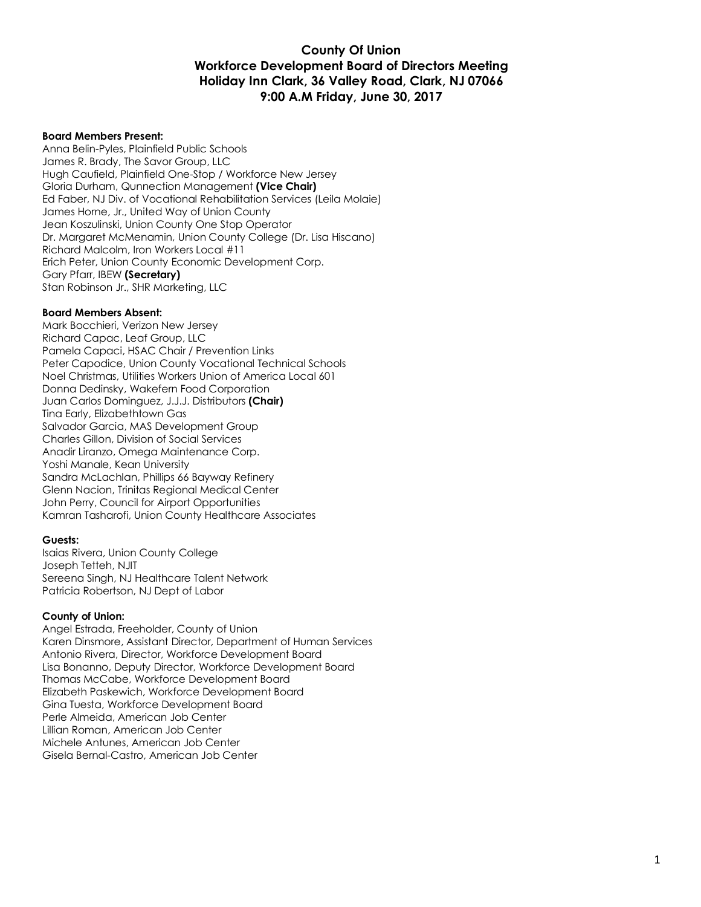# County Of Union
## Workforce Development Board of Directors Meeting
## Holiday Inn Clark, 36 Valley Road, Clark, NJ 07066
## 9:00 A.M Friday, June 30, 2017

**Board Members Present:**
Anna Belin-Pyles, Plainfield Public Schools
James R. Brady, The Savor Group, LLC
Hugh Caufield, Plainfield One-Stop / Workforce New Jersey
Gloria Durham, Qunnection Management **(Vice Chair)**
Ed Faber, NJ Div. of Vocational Rehabilitation Services (Leila Molaie)
James Horne, Jr., United Way of Union County
Jean Koszulinski, Union County One Stop Operator
Dr. Margaret McMenamin, Union County College (Dr. Lisa Hiscano)
Richard Malcolm, Iron Workers Local #11
Erich Peter, Union County Economic Development Corp.
Gary Pfarr, IBEW **(Secretary)**
Stan Robinson Jr., SHR Marketing, LLC

**Board Members Absent:**
Mark Bocchieri, Verizon New Jersey
Richard Capac, Leaf Group, LLC
Pamela Capaci, HSAC Chair / Prevention Links
Peter Capodice, Union County Vocational Technical Schools
Noel Christmas, Utilities Workers Union of America Local 601
Donna Dedinsky, Wakefern Food Corporation
Juan Carlos Dominguez, J.J.J. Distributors **(Chair)**
Tina Early, Elizabethtown Gas
Salvador Garcia, MAS Development Group
Charles Gillon, Division of Social Services
Anadir Liranzo, Omega Maintenance Corp.
Yoshi Manale, Kean University
Sandra McLachlan, Phillips 66 Bayway Refinery
Glenn Nacion, Trinitas Regional Medical Center
John Perry, Council for Airport Opportunities
Kamran Tasharofi, Union County Healthcare Associates

**Guests:**
Isaias Rivera, Union County College
Joseph Tetteh, NJIT
Sereena Singh, NJ Healthcare Talent Network
Patricia Robertson, NJ Dept of Labor

**County of Union:**
Angel Estrada, Freeholder, County of Union
Karen Dinsmore, Assistant Director, Department of Human Services
Antonio Rivera, Director, Workforce Development Board
Lisa Bonanno, Deputy Director, Workforce Development Board
Thomas McCabe, Workforce Development Board
Elizabeth Paskewich, Workforce Development Board
Gina Tuesta, Workforce Development Board
Perle Almeida, American Job Center
Lillian Roman, American Job Center
Michele Antunes, American Job Center
Gisela Bernal-Castro, American Job Center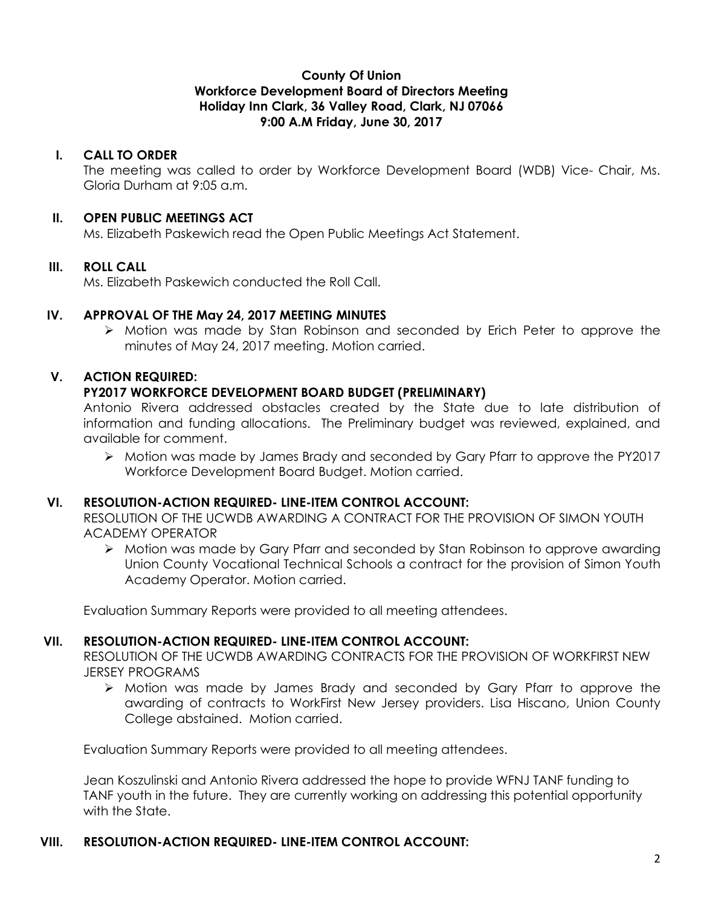**County Of Union**
**Workforce Development Board of Directors Meeting**
**Holiday Inn Clark, 36 Valley Road, Clark, NJ 07066**
**9:00 A.M Friday, June 30, 2017**

## I. CALL TO ORDER

The meeting was called to order by Workforce Development Board (WDB) Vice- Chair, Ms. Gloria Durham at 9:05 a.m.

## II. OPEN PUBLIC MEETINGS ACT

Ms. Elizabeth Paskewich read the Open Public Meetings Act Statement.

## III. ROLL CALL

Ms. Elizabeth Paskewich conducted the Roll Call.

## IV. APPROVAL OF THE May 24, 2017 MEETING MINUTES

- Motion was made by Stan Robinson and seconded by Erich Peter to approve the minutes of May 24, 2017 meeting. Motion carried.

## V. ACTION REQUIRED: PY2017 WORKFORCE DEVELOPMENT BOARD BUDGET (PRELIMINARY)

Antonio Rivera addressed obstacles created by the State due to late distribution of information and funding allocations. The Preliminary budget was reviewed, explained, and available for comment.

- Motion was made by James Brady and seconded by Gary Pfarr to approve the PY2017 Workforce Development Board Budget. Motion carried.

## VI. RESOLUTION-ACTION REQUIRED- LINE-ITEM CONTROL ACCOUNT:

RESOLUTION OF THE UCWDB AWARDING A CONTRACT FOR THE PROVISION OF SIMON YOUTH ACADEMY OPERATOR

- Motion was made by Gary Pfarr and seconded by Stan Robinson to approve awarding Union County Vocational Technical Schools a contract for the provision of Simon Youth Academy Operator. Motion carried.

Evaluation Summary Reports were provided to all meeting attendees.

## VII. RESOLUTION-ACTION REQUIRED- LINE-ITEM CONTROL ACCOUNT:

RESOLUTION OF THE UCWDB AWARDING CONTRACTS FOR THE PROVISION OF WORKFIRST NEW JERSEY PROGRAMS

- Motion was made by James Brady and seconded by Gary Pfarr to approve the awarding of contracts to WorkFirst New Jersey providers. Lisa Hiscano, Union County College abstained. Motion carried.

Evaluation Summary Reports were provided to all meeting attendees.

Jean Koszulinski and Antonio Rivera addressed the hope to provide WFNJ TANF funding to TANF youth in the future. They are currently working on addressing this potential opportunity with the State.

## VIII. RESOLUTION-ACTION REQUIRED- LINE-ITEM CONTROL ACCOUNT: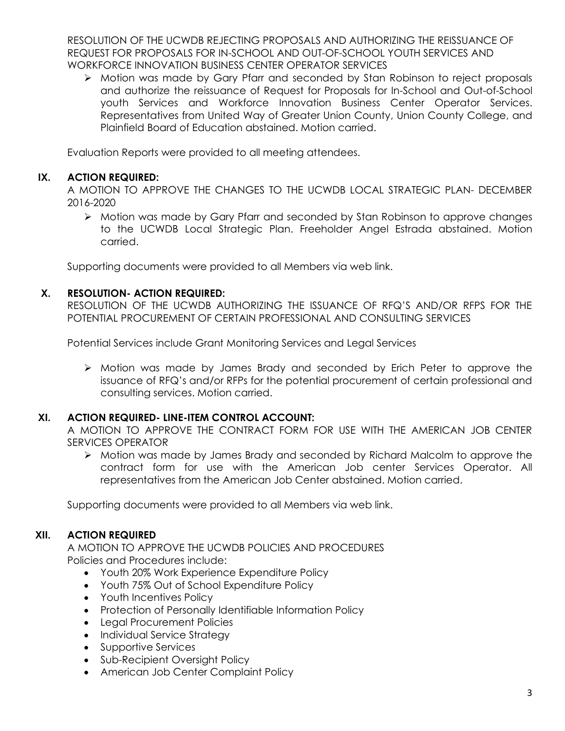RESOLUTION OF THE UCWDB REJECTING PROPOSALS AND AUTHORIZING THE REISSUANCE OF REQUEST FOR PROPOSALS FOR IN-SCHOOL AND OUT-OF-SCHOOL YOUTH SERVICES AND WORKFORCE INNOVATION BUSINESS CENTER OPERATOR SERVICES

- Motion was made by Gary Pfarr and seconded by Stan Robinson to reject proposals and authorize the reissuance of Request for Proposals for In-School and Out-of-School youth Services and Workforce Innovation Business Center Operator Services. Representatives from United Way of Greater Union County, Union County College, and Plainfield Board of Education abstained. Motion carried.

Evaluation Reports were provided to all meeting attendees.

## IX. ACTION REQUIRED:

A MOTION TO APPROVE THE CHANGES TO THE UCWDB LOCAL STRATEGIC PLAN- DECEMBER 2016-2020

- Motion was made by Gary Pfarr and seconded by Stan Robinson to approve changes to the UCWDB Local Strategic Plan. Freeholder Angel Estrada abstained. Motion carried.

Supporting documents were provided to all Members via web link.

## X. RESOLUTION- ACTION REQUIRED:

RESOLUTION OF THE UCWDB AUTHORIZING THE ISSUANCE OF RFQ'S AND/OR RFPS FOR THE POTENTIAL PROCUREMENT OF CERTAIN PROFESSIONAL AND CONSULTING SERVICES

Potential Services include Grant Monitoring Services and Legal Services

- Motion was made by James Brady and seconded by Erich Peter to approve the issuance of RFQ's and/or RFPs for the potential procurement of certain professional and consulting services. Motion carried.

## XI. ACTION REQUIRED- LINE-ITEM CONTROL ACCOUNT:

A MOTION TO APPROVE THE CONTRACT FORM FOR USE WITH THE AMERICAN JOB CENTER SERVICES OPERATOR

- Motion was made by James Brady and seconded by Richard Malcolm to approve the contract form for use with the American Job center Services Operator. All representatives from the American Job Center abstained. Motion carried.

Supporting documents were provided to all Members via web link.

## XII. ACTION REQUIRED

A MOTION TO APPROVE THE UCWDB POLICIES AND PROCEDURES

Policies and Procedures include:

- Youth 20% Work Experience Expenditure Policy
- Youth 75% Out of School Expenditure Policy
- Youth Incentives Policy
- Protection of Personally Identifiable Information Policy
- Legal Procurement Policies
- Individual Service Strategy
- Supportive Services
- Sub-Recipient Oversight Policy
- American Job Center Complaint Policy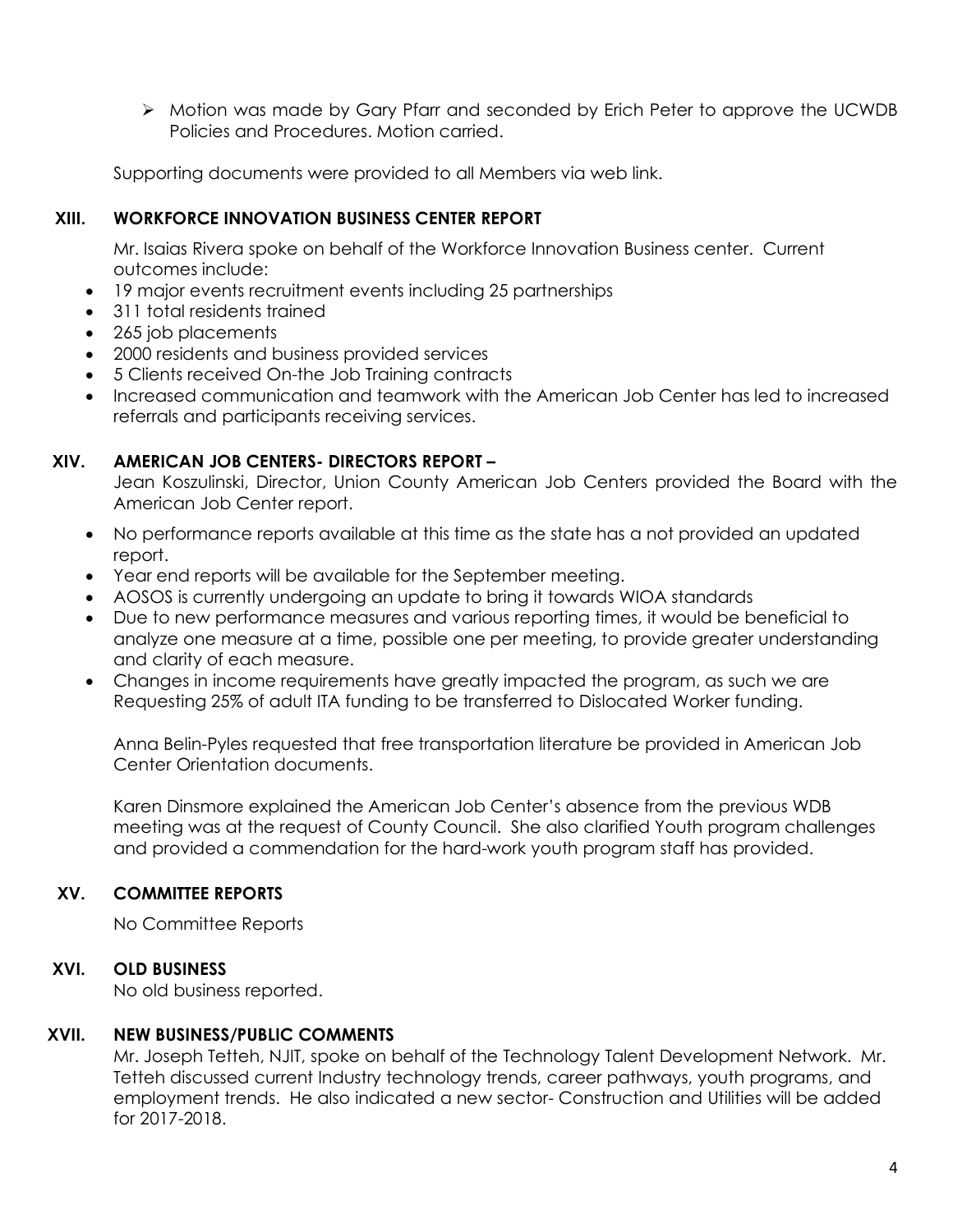- Motion was made by Gary Pfarr and seconded by Erich Peter to approve the UCWDB Policies and Procedures. Motion carried.

Supporting documents were provided to all Members via web link.

## XIII. WORKFORCE INNOVATION BUSINESS CENTER REPORT

Mr. Isaias Rivera spoke on behalf of the Workforce Innovation Business center. Current outcomes include:

- 19 major events recruitment events including 25 partnerships
- 311 total residents trained
- 265 job placements
- 2000 residents and business provided services
- 5 Clients received On-the Job Training contracts
- Increased communication and teamwork with the American Job Center has led to increased referrals and participants receiving services.

## XIV. AMERICAN JOB CENTERS- DIRECTORS REPORT –

Jean Koszulinski, Director, Union County American Job Centers provided the Board with the American Job Center report.

- No performance reports available at this time as the state has a not provided an updated report.
- Year end reports will be available for the September meeting.
- AOSOS is currently undergoing an update to bring it towards WIOA standards
- Due to new performance measures and various reporting times, it would be beneficial to analyze one measure at a time, possible one per meeting, to provide greater understanding and clarity of each measure.
- Changes in income requirements have greatly impacted the program, as such we are Requesting 25% of adult ITA funding to be transferred to Dislocated Worker funding.

Anna Belin-Pyles requested that free transportation literature be provided in American Job Center Orientation documents.

Karen Dinsmore explained the American Job Center's absence from the previous WDB meeting was at the request of County Council. She also clarified Youth program challenges and provided a commendation for the hard-work youth program staff has provided.

## XV. COMMITTEE REPORTS

No Committee Reports

## XVI. OLD BUSINESS

No old business reported.

## XVII. NEW BUSINESS/PUBLIC COMMENTS

Mr. Joseph Tetteh, NJIT, spoke on behalf of the Technology Talent Development Network. Mr. Tetteh discussed current Industry technology trends, career pathways, youth programs, and employment trends. He also indicated a new sector- Construction and Utilities will be added for 2017-2018.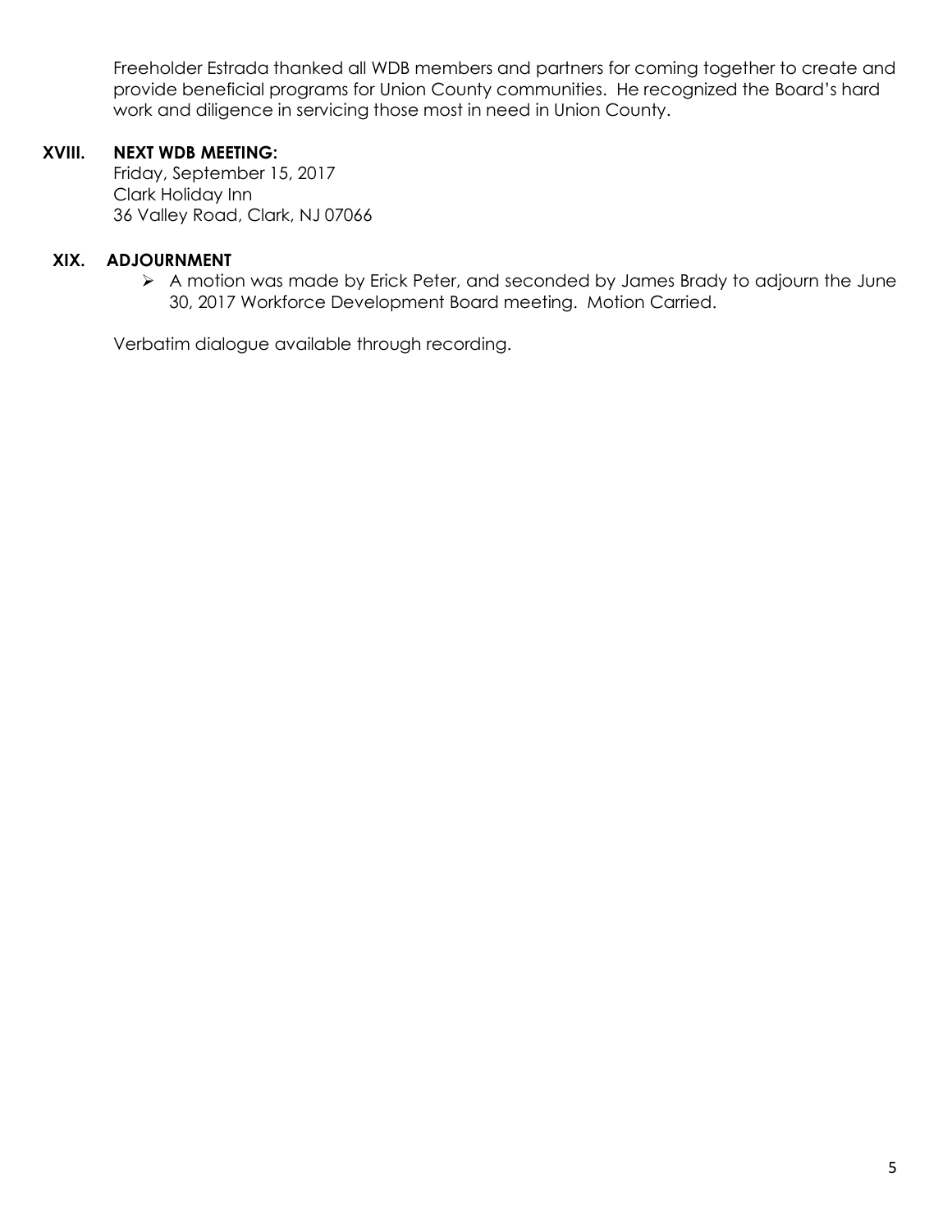Freeholder Estrada thanked all WDB members and partners for coming together to create and provide beneficial programs for Union County communities. He recognized the Board's hard work and diligence in servicing those most in need in Union County.

## XVIII. NEXT WDB MEETING:

Friday, September 15, 2017
Clark Holiday Inn
36 Valley Road, Clark, NJ 07066

## XIX. ADJOURNMENT

- A motion was made by Erick Peter, and seconded by James Brady to adjourn the June 30, 2017 Workforce Development Board meeting. Motion Carried.

Verbatim dialogue available through recording.